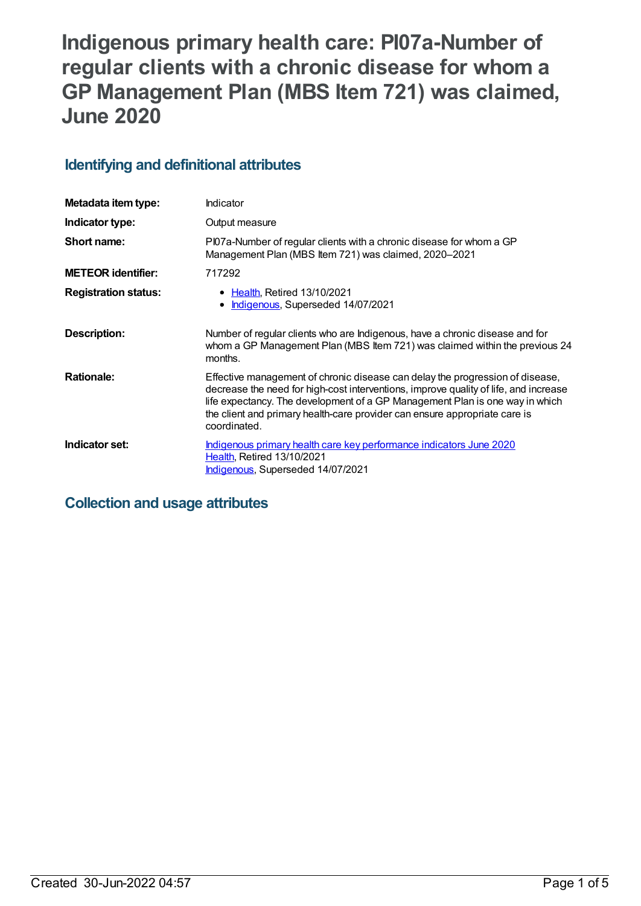# Indigenous primary health care: PI07a-Number of regular clients with a chronic disease for whom a GP Management Plan (MBS Item 721) was claimed, June 2020

## Identifying and definitional attributes

| | |
|---|---|
| **Metadata item type:** | Indicator |
| **Indicator type:** | Output measure |
| **Short name:** | PI07a-Number of regular clients with a chronic disease for whom a GP Management Plan (MBS Item 721) was claimed, 2020–2021 |
| **METEOR identifier:** | 717292 |
| **Registration status:** | • Health, Retired 13/10/2021<br>• Indigenous, Superseded 14/07/2021 |
| **Description:** | Number of regular clients who are Indigenous, have a chronic disease and for whom a GP Management Plan (MBS Item 721) was claimed within the previous 24 months. |
| **Rationale:** | Effective management of chronic disease can delay the progression of disease, decrease the need for high-cost interventions, improve quality of life, and increase life expectancy. The development of a GP Management Plan is one way in which the client and primary health-care provider can ensure appropriate care is coordinated. |
| **Indicator set:** | Indigenous primary health care key performance indicators June 2020<br>Health, Retired 13/10/2021<br>Indigenous, Superseded 14/07/2021 |

## Collection and usage attributes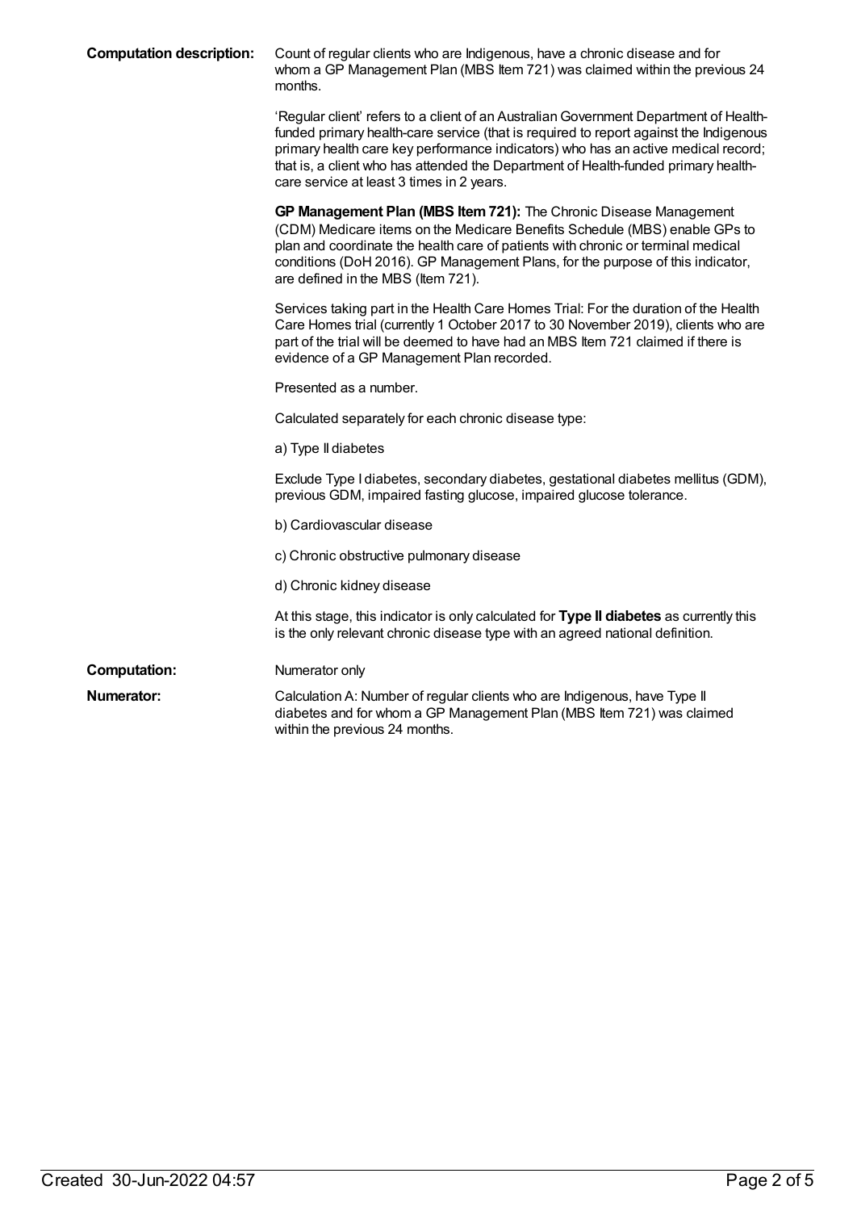**Computation description:** Count of regular clients who are Indigenous, have a chronic disease and for whom a GP Management Plan (MBS Item 721) was claimed within the previous 24 months.

'Regular client' refers to a client of an Australian Government Department of Health-funded primary health-care service (that is required to report against the Indigenous primary health care key performance indicators) who has an active medical record; that is, a client who has attended the Department of Health-funded primary health-care service at least 3 times in 2 years.

**GP Management Plan (MBS Item 721):** The Chronic Disease Management (CDM) Medicare items on the Medicare Benefits Schedule (MBS) enable GPs to plan and coordinate the health care of patients with chronic or terminal medical conditions (DoH 2016). GP Management Plans, for the purpose of this indicator, are defined in the MBS (Item 721).

Services taking part in the Health Care Homes Trial: For the duration of the Health Care Homes trial (currently 1 October 2017 to 30 November 2019), clients who are part of the trial will be deemed to have had an MBS Item 721 claimed if there is evidence of a GP Management Plan recorded.

Presented as a number.

Calculated separately for each chronic disease type:

a) Type II diabetes

Exclude Type I diabetes, secondary diabetes, gestational diabetes mellitus (GDM), previous GDM, impaired fasting glucose, impaired glucose tolerance.

b) Cardiovascular disease

c) Chronic obstructive pulmonary disease

d) Chronic kidney disease

At this stage, this indicator is only calculated for **Type II diabetes** as currently this is the only relevant chronic disease type with an agreed national definition.

**Computation:** Numerator only

**Numerator:** Calculation A: Number of regular clients who are Indigenous, have Type II diabetes and for whom a GP Management Plan (MBS Item 721) was claimed within the previous 24 months.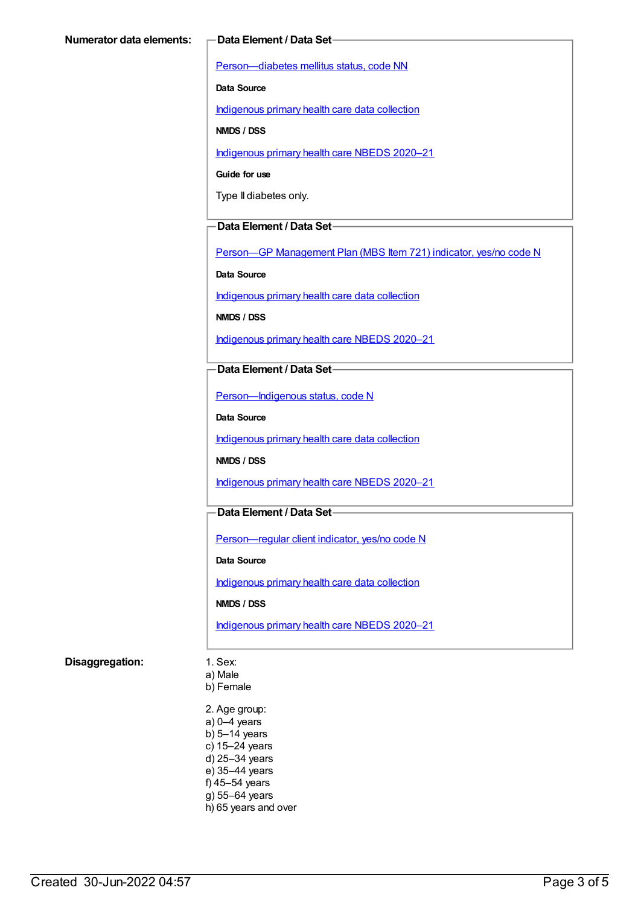**Numerator data elements:**

**Data Element / Data Set**

Person—diabetes mellitus status, code NN

**Data Source**

Indigenous primary health care data collection

**NMDS / DSS**

Indigenous primary health care NBEDS 2020–21

**Guide for use**

Type II diabetes only.

**Data Element / Data Set**

Person—GP Management Plan (MBS Item 721) indicator, yes/no code N

**Data Source**

Indigenous primary health care data collection

**NMDS / DSS**

Indigenous primary health care NBEDS 2020–21

**Data Element / Data Set**

Person—Indigenous status, code N

**Data Source**

Indigenous primary health care data collection

**NMDS / DSS**

Indigenous primary health care NBEDS 2020–21

**Data Element / Data Set**

Person—regular client indicator, yes/no code N

**Data Source**

Indigenous primary health care data collection

**NMDS / DSS**

Indigenous primary health care NBEDS 2020–21

**Disaggregation:**

1. Sex:
a) Male
b) Female

2. Age group:
a) 0–4 years
b) 5–14 years
c) 15–24 years
d) 25–34 years
e) 35–44 years
f) 45–54 years
g) 55–64 years
h) 65 years and over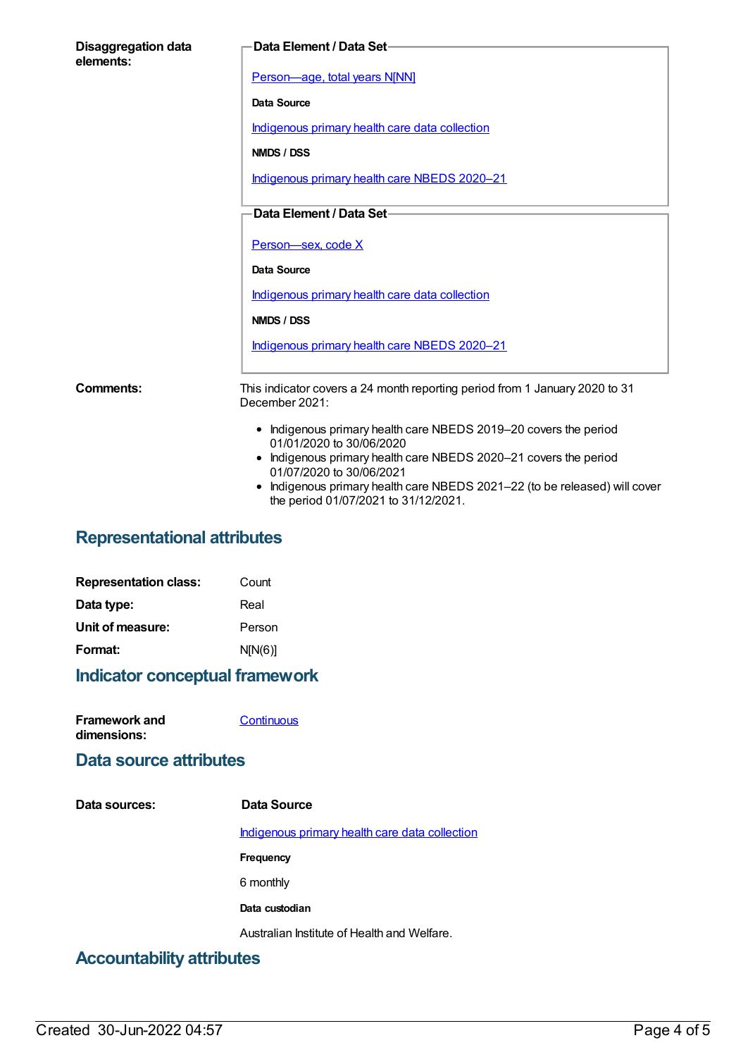**Disaggregation data elements:**

**Data Element / Data Set**

Person—age, total years N[NN]

**Data Source**

Indigenous primary health care data collection

**NMDS / DSS**

Indigenous primary health care NBEDS 2020–21

**Data Element / Data Set**

Person—sex, code X

**Data Source**

Indigenous primary health care data collection

**NMDS / DSS**

Indigenous primary health care NBEDS 2020–21

**Comments:**

This indicator covers a 24 month reporting period from 1 January 2020 to 31 December 2021:

- Indigenous primary health care NBEDS 2019–20 covers the period 01/01/2020 to 30/06/2020
- Indigenous primary health care NBEDS 2020–21 covers the period 01/07/2020 to 30/06/2021
- Indigenous primary health care NBEDS 2021–22 (to be released) will cover the period 01/07/2021 to 31/12/2021.

## Representational attributes

**Representation class:** Count

**Data type:** Real

**Unit of measure:** Person

**Format:** N[N(6)]

## Indicator conceptual framework

**Framework and dimensions:** Continuous

## Data source attributes

**Data sources:**

**Data Source**

Indigenous primary health care data collection

**Frequency**

6 monthly

**Data custodian**

Australian Institute of Health and Welfare.

## Accountability attributes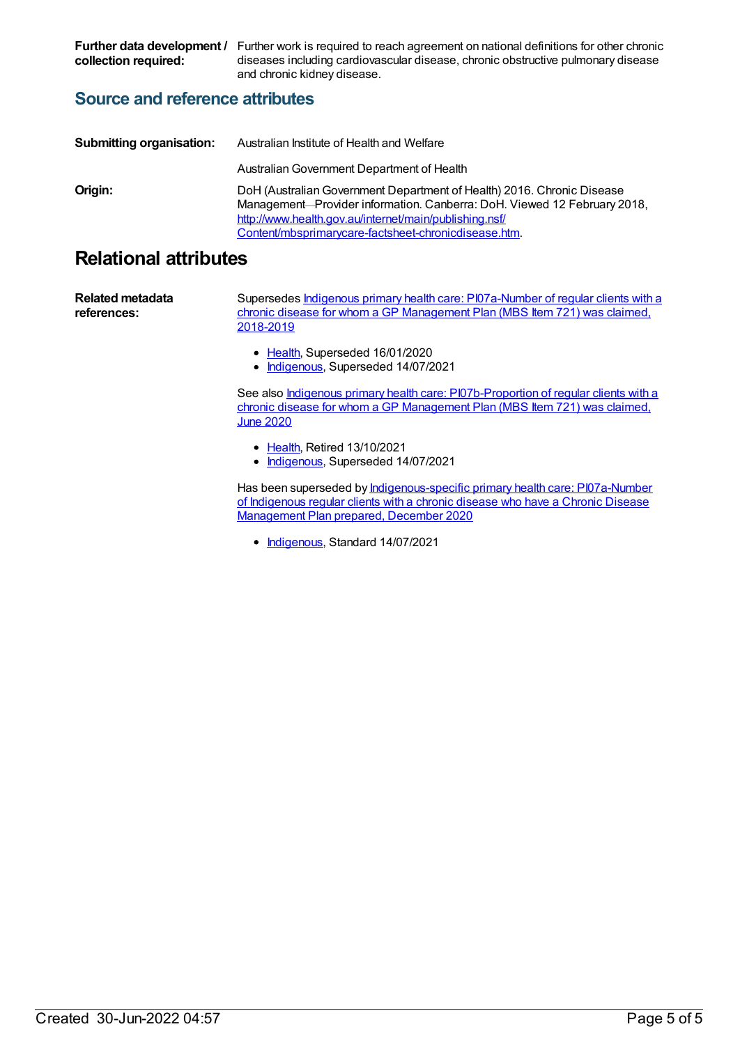**Further data development / collection required:** Further work is required to reach agreement on national definitions for other chronic diseases including cardiovascular disease, chronic obstructive pulmonary disease and chronic kidney disease.

## Source and reference attributes

**Submitting organisation:** Australian Institute of Health and Welfare

Australian Government Department of Health

**Origin:** DoH (Australian Government Department of Health) 2016. Chronic Disease Management—Provider information. Canberra: DoH. Viewed 12 February 2018, http://www.health.gov.au/internet/main/publishing.nsf/Content/mbsprimarycare-factsheet-chronicdisease.htm.

# Relational attributes

**Related metadata references:**

Supersedes Indigenous primary health care: PI07a-Number of regular clients with a chronic disease for whom a GP Management Plan (MBS Item 721) was claimed, 2018-2019

- Health, Superseded 16/01/2020
- Indigenous, Superseded 14/07/2021

See also Indigenous primary health care: PI07b-Proportion of regular clients with a chronic disease for whom a GP Management Plan (MBS Item 721) was claimed, June 2020

- Health, Retired 13/10/2021
- Indigenous, Superseded 14/07/2021

Has been superseded by Indigenous-specific primary health care: PI07a-Number of Indigenous regular clients with a chronic disease who have a Chronic Disease Management Plan prepared, December 2020

- Indigenous, Standard 14/07/2021